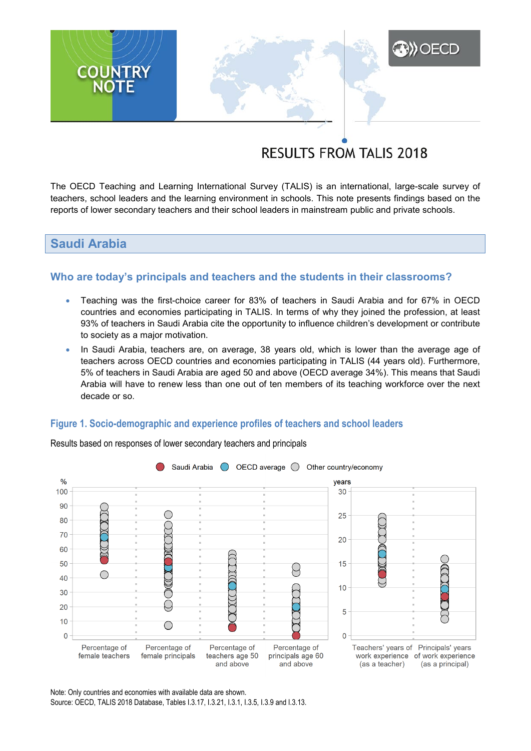# COUNTRY NOTE

## RESULTS FROM TALIS 2018

The OECD Teaching and Learning International Survey (TALIS) is an international, large-scale survey of teachers, school leaders and the learning environment in schools. This note presents findings based on the reports of lower secondary teachers and their school leaders in mainstream public and private schools.

## Saudi Arabia

### Who are today's principals and teachers and the students in their classrooms?

- Teaching was the first-choice career for 83% of teachers in Saudi Arabia and for 67% in OECD countries and economies participating in TALIS. In terms of why they joined the profession, at least 93% of teachers in Saudi Arabia cite the opportunity to influence children's development or contribute to society as a major motivation.
- In Saudi Arabia, teachers are, on average, 38 years old, which is lower than the average age of teachers across OECD countries and economies participating in TALIS (44 years old). Furthermore, 5% of teachers in Saudi Arabia are aged 50 and above (OECD average 34%). This means that Saudi Arabia will have to renew less than one out of ten members of its teaching workforce over the next decade or so.

#### Figure 1. Socio-demographic and experience profiles of teachers and school leaders

Results based on responses of lower secondary teachers and principals

Note: Only countries and economies with available data are shown.
Source: OECD, TALIS 2018 Database, Tables I.3.17, I.3.21, I.3.1, I.3.5, I.3.9 and I.3.13.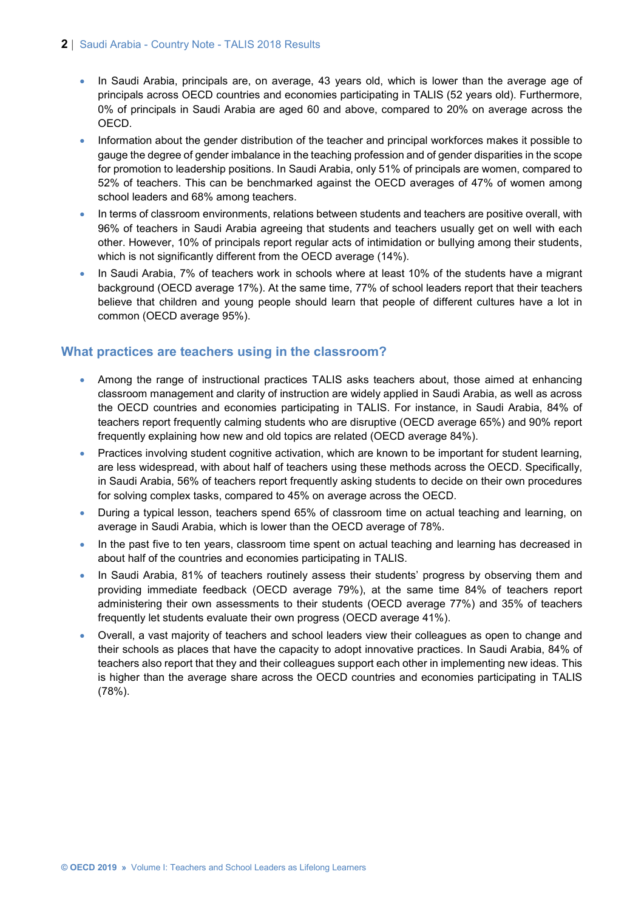- In Saudi Arabia, principals are, on average, 43 years old, which is lower than the average age of principals across OECD countries and economies participating in TALIS (52 years old). Furthermore, 0% of principals in Saudi Arabia are aged 60 and above, compared to 20% on average across the OECD.
- Information about the gender distribution of the teacher and principal workforces makes it possible to gauge the degree of gender imbalance in the teaching profession and of gender disparities in the scope for promotion to leadership positions. In Saudi Arabia, only 51% of principals are women, compared to 52% of teachers. This can be benchmarked against the OECD averages of 47% of women among school leaders and 68% among teachers.
- In terms of classroom environments, relations between students and teachers are positive overall, with 96% of teachers in Saudi Arabia agreeing that students and teachers usually get on well with each other. However, 10% of principals report regular acts of intimidation or bullying among their students, which is not significantly different from the OECD average (14%).
- In Saudi Arabia, 7% of teachers work in schools where at least 10% of the students have a migrant background (OECD average 17%). At the same time, 77% of school leaders report that their teachers believe that children and young people should learn that people of different cultures have a lot in common (OECD average 95%).

## What practices are teachers using in the classroom?

- Among the range of instructional practices TALIS asks teachers about, those aimed at enhancing classroom management and clarity of instruction are widely applied in Saudi Arabia, as well as across the OECD countries and economies participating in TALIS. For instance, in Saudi Arabia, 84% of teachers report frequently calming students who are disruptive (OECD average 65%) and 90% report frequently explaining how new and old topics are related (OECD average 84%).
- Practices involving student cognitive activation, which are known to be important for student learning, are less widespread, with about half of teachers using these methods across the OECD. Specifically, in Saudi Arabia, 56% of teachers report frequently asking students to decide on their own procedures for solving complex tasks, compared to 45% on average across the OECD.
- During a typical lesson, teachers spend 65% of classroom time on actual teaching and learning, on average in Saudi Arabia, which is lower than the OECD average of 78%.
- In the past five to ten years, classroom time spent on actual teaching and learning has decreased in about half of the countries and economies participating in TALIS.
- In Saudi Arabia, 81% of teachers routinely assess their students' progress by observing them and providing immediate feedback (OECD average 79%), at the same time 84% of teachers report administering their own assessments to their students (OECD average 77%) and 35% of teachers frequently let students evaluate their own progress (OECD average 41%).
- Overall, a vast majority of teachers and school leaders view their colleagues as open to change and their schools as places that have the capacity to adopt innovative practices. In Saudi Arabia, 84% of teachers also report that they and their colleagues support each other in implementing new ideas. This is higher than the average share across the OECD countries and economies participating in TALIS (78%).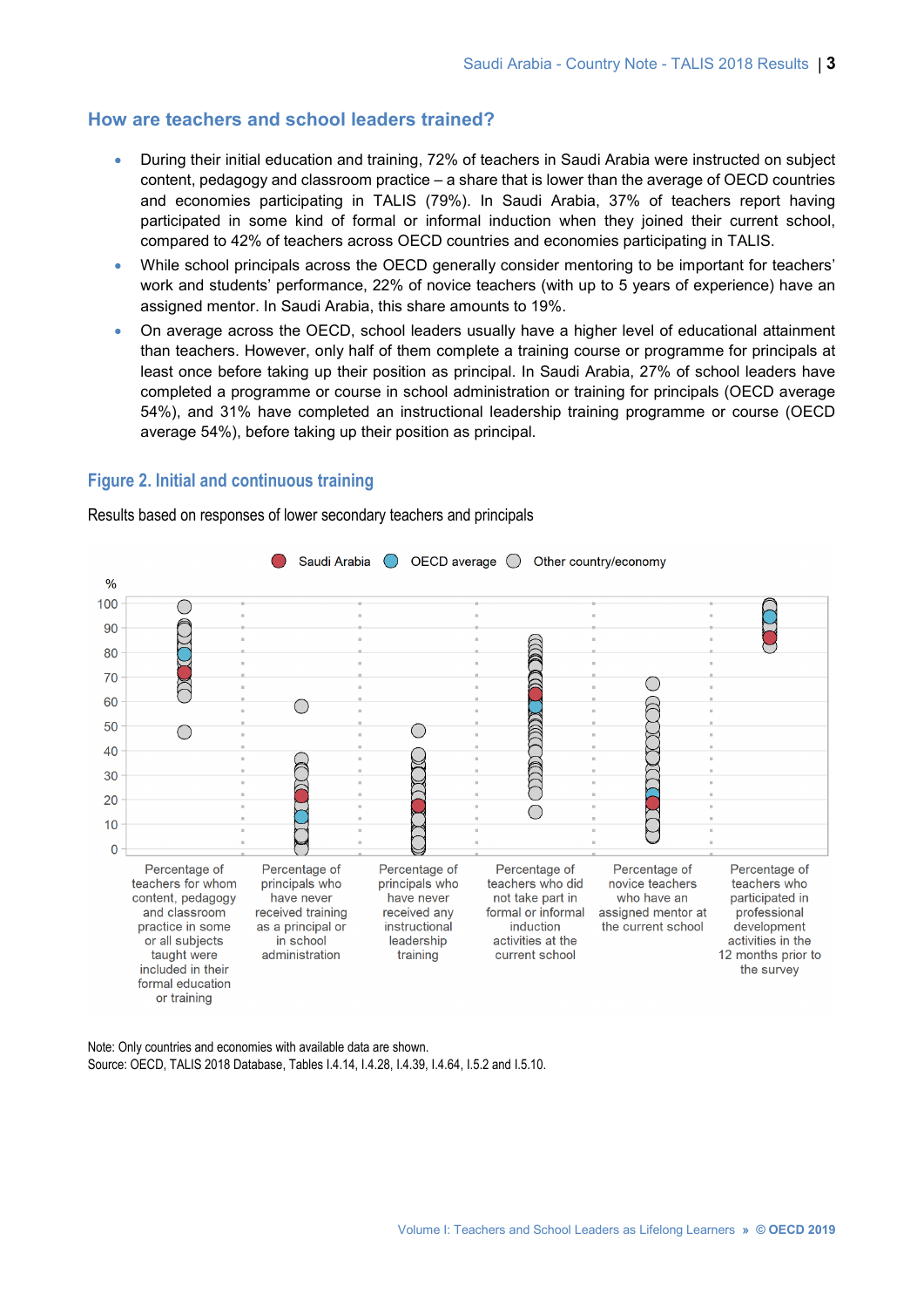## How are teachers and school leaders trained?

- During their initial education and training, 72% of teachers in Saudi Arabia were instructed on subject content, pedagogy and classroom practice – a share that is lower than the average of OECD countries and economies participating in TALIS (79%). In Saudi Arabia, 37% of teachers report having participated in some kind of formal or informal induction when they joined their current school, compared to 42% of teachers across OECD countries and economies participating in TALIS.
- While school principals across the OECD generally consider mentoring to be important for teachers' work and students' performance, 22% of novice teachers (with up to 5 years of experience) have an assigned mentor. In Saudi Arabia, this share amounts to 19%.
- On average across the OECD, school leaders usually have a higher level of educational attainment than teachers. However, only half of them complete a training course or programme for principals at least once before taking up their position as principal. In Saudi Arabia, 27% of school leaders have completed a programme or course in school administration or training for principals (OECD average 54%), and 31% have completed an instructional leadership training programme or course (OECD average 54%), before taking up their position as principal.

### Figure 2. Initial and continuous training

Results based on responses of lower secondary teachers and principals

Legend: Saudi Arabia, OECD average, Other country/economy

Y-axis: % (0–100)

Categories:
- Percentage of teachers for whom content, pedagogy and classroom practice in some or all subjects taught were included in their formal education or training
- Percentage of principals who have never received training as a principal or in school administration
- Percentage of principals who have never received any instructional leadership training
- Percentage of teachers who did not take part in formal or informal induction activities at the current school
- Percentage of novice teachers who have an assigned mentor at the current school
- Percentage of teachers who participated in professional development activities in the 12 months prior to the survey

Note: Only countries and economies with available data are shown.
Source: OECD, TALIS 2018 Database, Tables I.4.14, I.4.28, I.4.39, I.4.64, I.5.2 and I.5.10.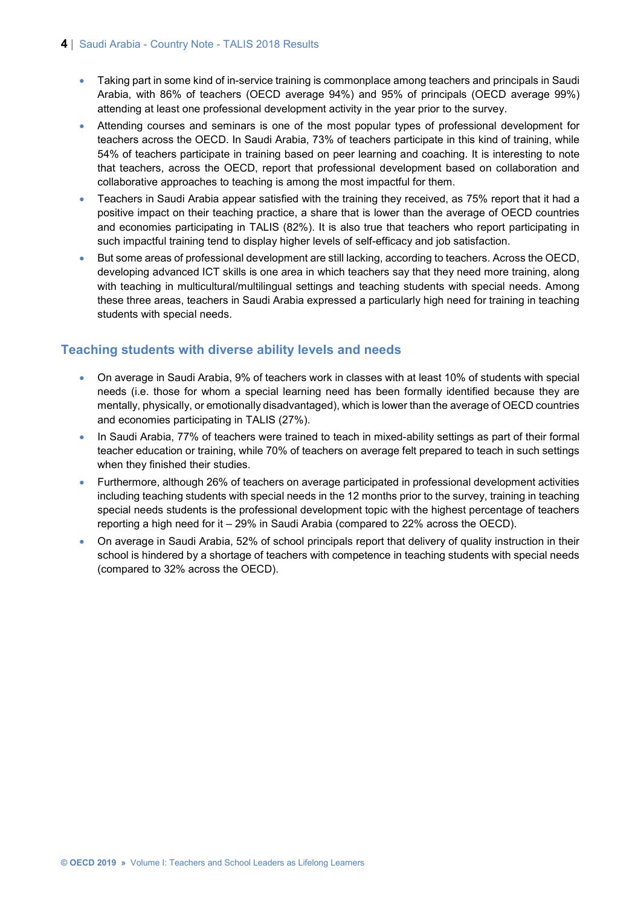- Taking part in some kind of in-service training is commonplace among teachers and principals in Saudi Arabia, with 86% of teachers (OECD average 94%) and 95% of principals (OECD average 99%) attending at least one professional development activity in the year prior to the survey.
- Attending courses and seminars is one of the most popular types of professional development for teachers across the OECD. In Saudi Arabia, 73% of teachers participate in this kind of training, while 54% of teachers participate in training based on peer learning and coaching. It is interesting to note that teachers, across the OECD, report that professional development based on collaboration and collaborative approaches to teaching is among the most impactful for them.
- Teachers in Saudi Arabia appear satisfied with the training they received, as 75% report that it had a positive impact on their teaching practice, a share that is lower than the average of OECD countries and economies participating in TALIS (82%). It is also true that teachers who report participating in such impactful training tend to display higher levels of self-efficacy and job satisfaction.
- But some areas of professional development are still lacking, according to teachers. Across the OECD, developing advanced ICT skills is one area in which teachers say that they need more training, along with teaching in multicultural/multilingual settings and teaching students with special needs. Among these three areas, teachers in Saudi Arabia expressed a particularly high need for training in teaching students with special needs.

## Teaching students with diverse ability levels and needs

- On average in Saudi Arabia, 9% of teachers work in classes with at least 10% of students with special needs (i.e. those for whom a special learning need has been formally identified because they are mentally, physically, or emotionally disadvantaged), which is lower than the average of OECD countries and economies participating in TALIS (27%).
- In Saudi Arabia, 77% of teachers were trained to teach in mixed-ability settings as part of their formal teacher education or training, while 70% of teachers on average felt prepared to teach in such settings when they finished their studies.
- Furthermore, although 26% of teachers on average participated in professional development activities including teaching students with special needs in the 12 months prior to the survey, training in teaching special needs students is the professional development topic with the highest percentage of teachers reporting a high need for it – 29% in Saudi Arabia (compared to 22% across the OECD).
- On average in Saudi Arabia, 52% of school principals report that delivery of quality instruction in their school is hindered by a shortage of teachers with competence in teaching students with special needs (compared to 32% across the OECD).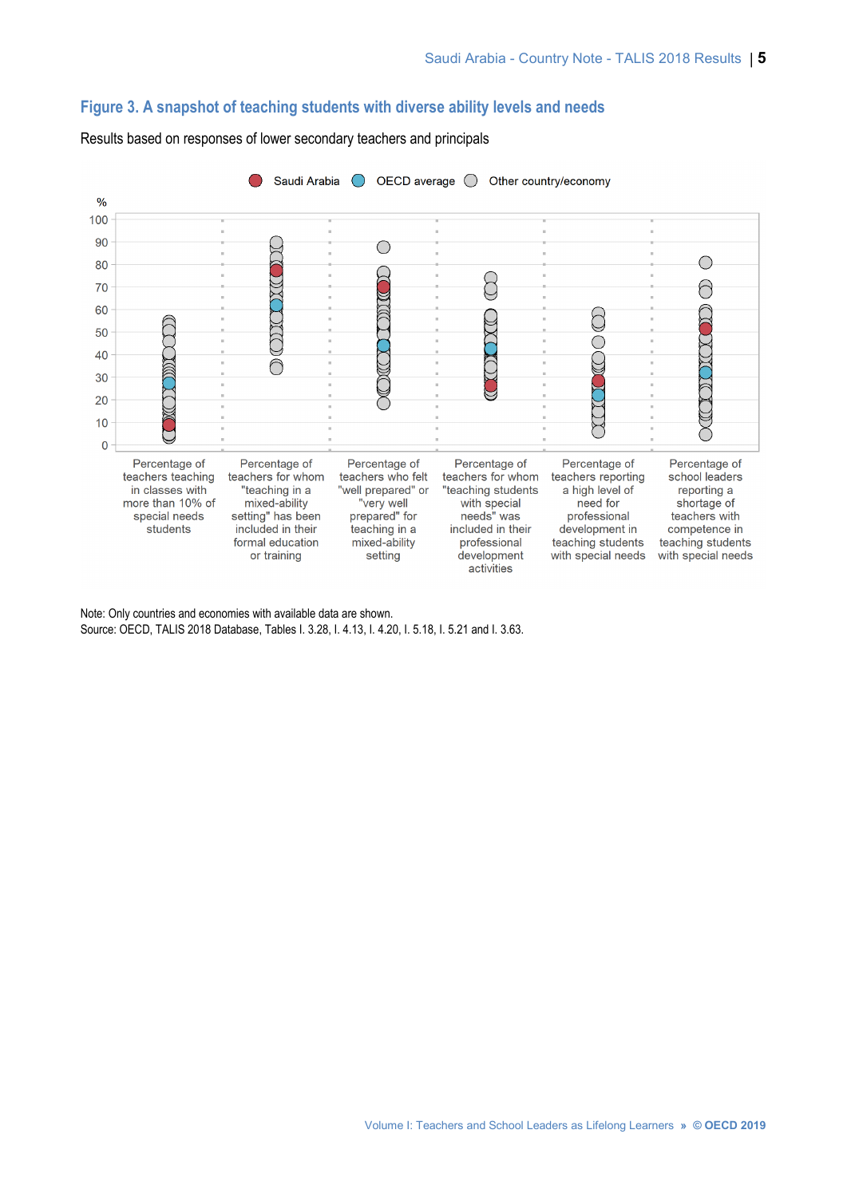## Figure 3. A snapshot of teaching students with diverse ability levels and needs

Results based on responses of lower secondary teachers and principals

Saudi Arabia | OECD average | Other country/economy

%

100
90
80
70
60
50
40
30
20
10
0

Percentage of teachers teaching in classes with more than 10% of special needs students

Percentage of teachers for whom "teaching in a mixed-ability setting" has been included in their formal education or training

Percentage of teachers who felt "well prepared" or "very well prepared" for teaching in a mixed-ability setting

Percentage of teachers for whom "teaching students with special needs" was included in their professional development activities

Percentage of teachers reporting a high level of need for professional development in teaching students with special needs

Percentage of school leaders reporting a shortage of teachers with competence in teaching students with special needs

Note: Only countries and economies with available data are shown.
Source: OECD, TALIS 2018 Database, Tables I. 3.28, I. 4.13, I. 4.20, I. 5.18, I. 5.21 and I. 3.63.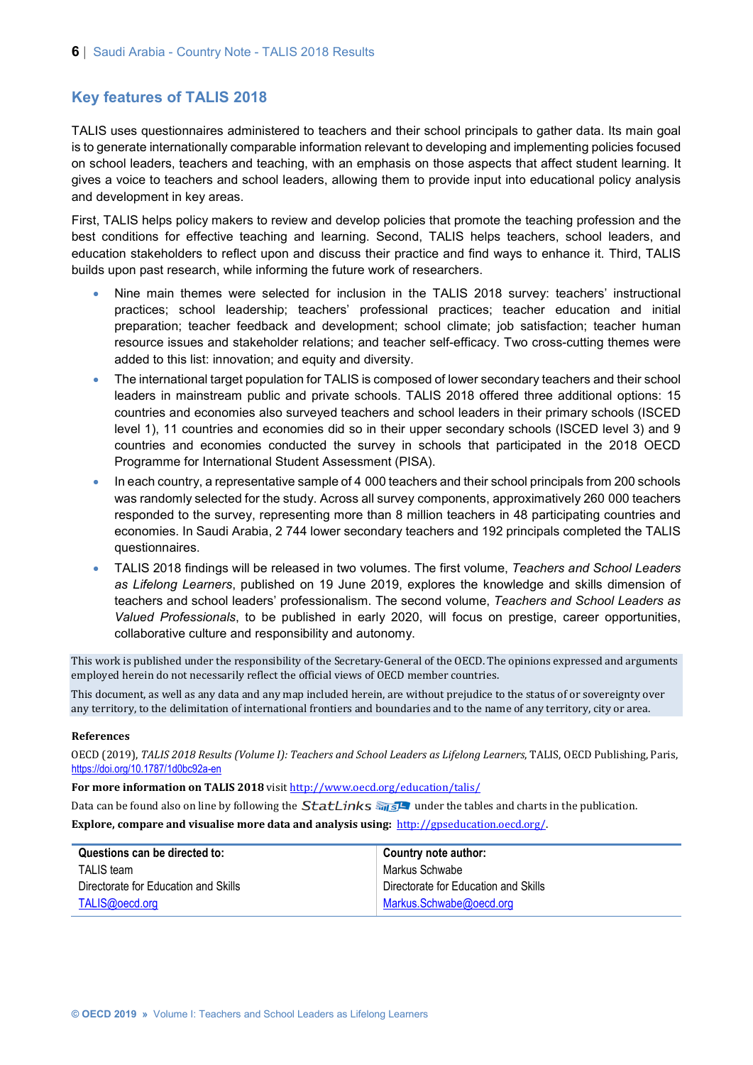## Key features of TALIS 2018

TALIS uses questionnaires administered to teachers and their school principals to gather data. Its main goal is to generate internationally comparable information relevant to developing and implementing policies focused on school leaders, teachers and teaching, with an emphasis on those aspects that affect student learning. It gives a voice to teachers and school leaders, allowing them to provide input into educational policy analysis and development in key areas.

First, TALIS helps policy makers to review and develop policies that promote the teaching profession and the best conditions for effective teaching and learning. Second, TALIS helps teachers, school leaders, and education stakeholders to reflect upon and discuss their practice and find ways to enhance it. Third, TALIS builds upon past research, while informing the future work of researchers.

- Nine main themes were selected for inclusion in the TALIS 2018 survey: teachers' instructional practices; school leadership; teachers' professional practices; teacher education and initial preparation; teacher feedback and development; school climate; job satisfaction; teacher human resource issues and stakeholder relations; and teacher self-efficacy. Two cross-cutting themes were added to this list: innovation; and equity and diversity.
- The international target population for TALIS is composed of lower secondary teachers and their school leaders in mainstream public and private schools. TALIS 2018 offered three additional options: 15 countries and economies also surveyed teachers and school leaders in their primary schools (ISCED level 1), 11 countries and economies did so in their upper secondary schools (ISCED level 3) and 9 countries and economies conducted the survey in schools that participated in the 2018 OECD Programme for International Student Assessment (PISA).
- In each country, a representative sample of 4 000 teachers and their school principals from 200 schools was randomly selected for the study. Across all survey components, approximatively 260 000 teachers responded to the survey, representing more than 8 million teachers in 48 participating countries and economies. In Saudi Arabia, 2 744 lower secondary teachers and 192 principals completed the TALIS questionnaires.
- TALIS 2018 findings will be released in two volumes. The first volume, *Teachers and School Leaders as Lifelong Learners*, published on 19 June 2019, explores the knowledge and skills dimension of teachers and school leaders' professionalism. The second volume, *Teachers and School Leaders as Valued Professionals*, to be published in early 2020, will focus on prestige, career opportunities, collaborative culture and responsibility and autonomy.

This work is published under the responsibility of the Secretary-General of the OECD. The opinions expressed and arguments employed herein do not necessarily reflect the official views of OECD member countries.

This document, as well as any data and any map included herein, are without prejudice to the status of or sovereignty over any territory, to the delimitation of international frontiers and boundaries and to the name of any territory, city or area.

**References**

OECD (2019), *TALIS 2018 Results (Volume I): Teachers and School Leaders as Lifelong Learners*, TALIS, OECD Publishing, Paris, https://doi.org/10.1787/1d0bc92a-en

**For more information on TALIS 2018** visit http://www.oecd.org/education/talis/

Data can be found also on line by following the StatLinks under the tables and charts in the publication.

**Explore, compare and visualise more data and analysis using:** http://gpseducation.oecd.org/.

| Questions can be directed to: | Country note author: |
|---|---|
| TALIS team | Markus Schwabe |
| Directorate for Education and Skills | Directorate for Education and Skills |
| TALIS@oecd.org | Markus.Schwabe@oecd.org |